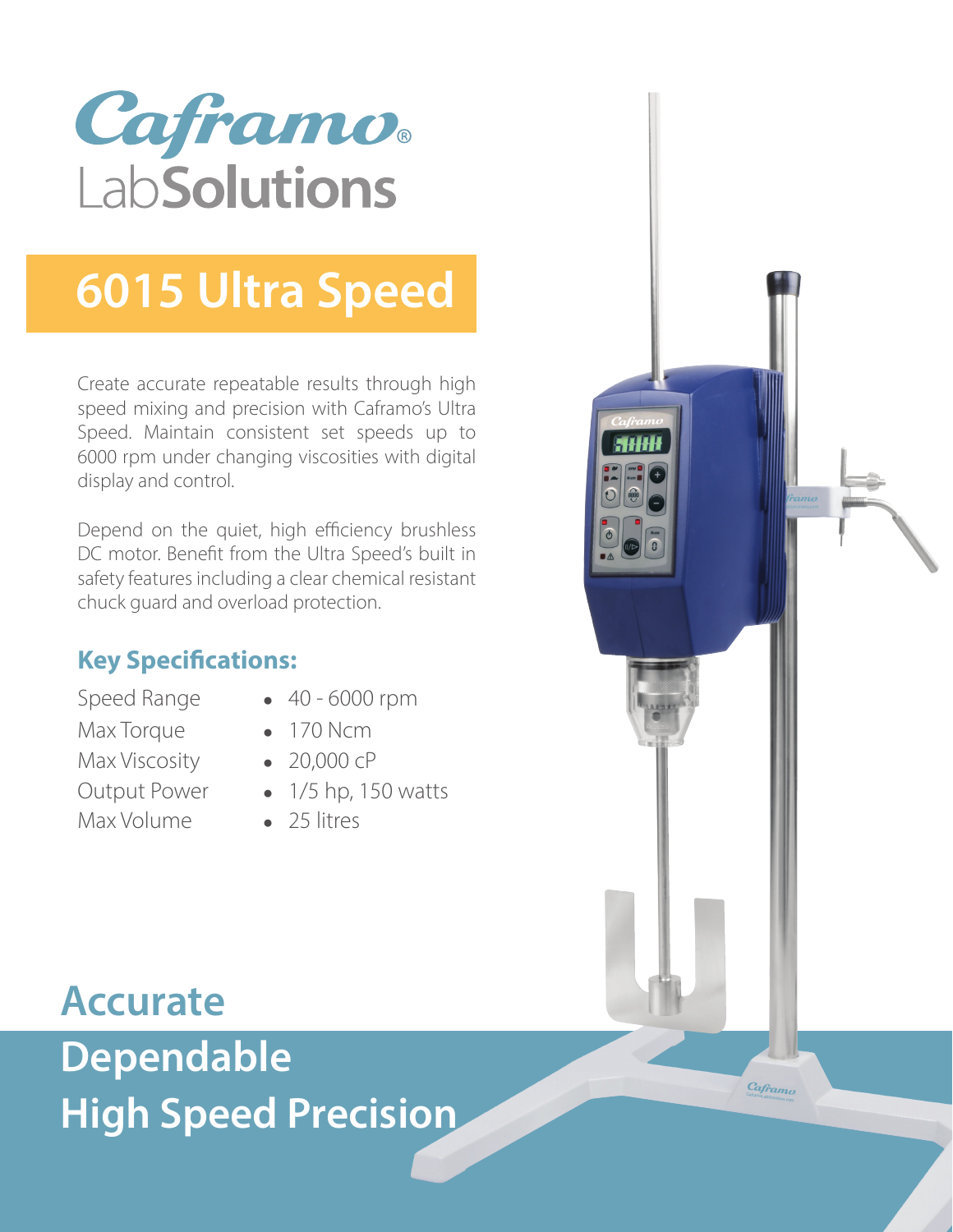# Caframo® LabSolutions

## 6015 Ultra Speed

Create accurate repeatable results through high speed mixing and precision with Caframo's Ultra Speed. Maintain consistent set speeds up to 6000 rpm under changing viscosities with digital display and control.

Depend on the quiet, high efficiency brushless DC motor. Benefit from the Ultra Speed's built in safety features including a clear chemical resistant chuck guard and overload protection.

### Key Specifications:

| | |
|---|---|
| Speed Range | 40 - 6000 rpm |
| Max Torque | 170 Ncm |
| Max Viscosity | 20,000 cP |
| Output Power | 1/5 hp, 150 watts |
| Max Volume | 25 litres |

## Accurate
## Dependable
## High Speed Precision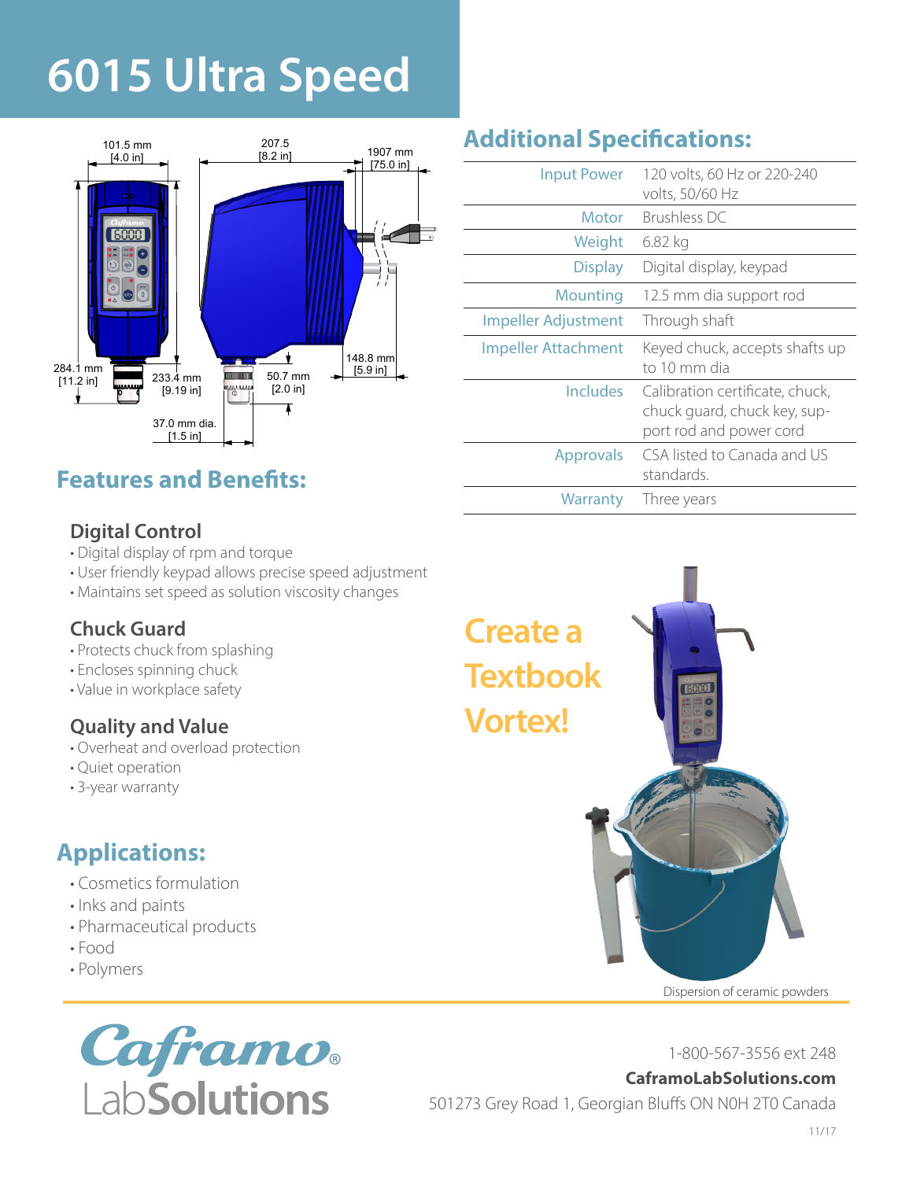# 6015 Ultra Speed

101.5 mm
[4.0 in]

207.5
[8.2 in]

1907 mm
[75.0 in]

284.1 mm
[11.2 in]

233.4 mm
[9.19 in]

50.7 mm
[2.0 in]

148.8 mm
[5.9 in]

37.0 mm dia.
[1.5 in]

## Additional Specifications:

| | |
|---|---|
| Input Power | 120 volts, 60 Hz or 220-240 volts, 50/60 Hz |
| Motor | Brushless DC |
| Weight | 6.82 kg |
| Display | Digital display, keypad |
| Mounting | 12.5 mm dia support rod |
| Impeller Adjustment | Through shaft |
| Impeller Attachment | Keyed chuck, accepts shafts up to 10 mm dia |
| Includes | Calibration certificate, chuck, chuck guard, chuck key, support rod and power cord |
| Approvals | CSA listed to Canada and US standards. |
| Warranty | Three years |

## Features and Benefits:

### Digital Control

- Digital display of rpm and torque
- User friendly keypad allows precise speed adjustment
- Maintains set speed as solution viscosity changes

### Chuck Guard

- Protects chuck from splashing
- Encloses spinning chuck
- Value in workplace safety

### Quality and Value

- Overheat and overload protection
- Quiet operation
- 3-year warranty

## Applications:

- Cosmetics formulation
- Inks and paints
- Pharmaceutical products
- Food
- Polymers

**Create a Textbook Vortex!**

Dispersion of ceramic powders

Caframo® LabSolutions

1-800-567-3556 ext 248

**CaframoLabSolutions.com**

501273 Grey Road 1, Georgian Bluffs ON N0H 2T0 Canada

11/17